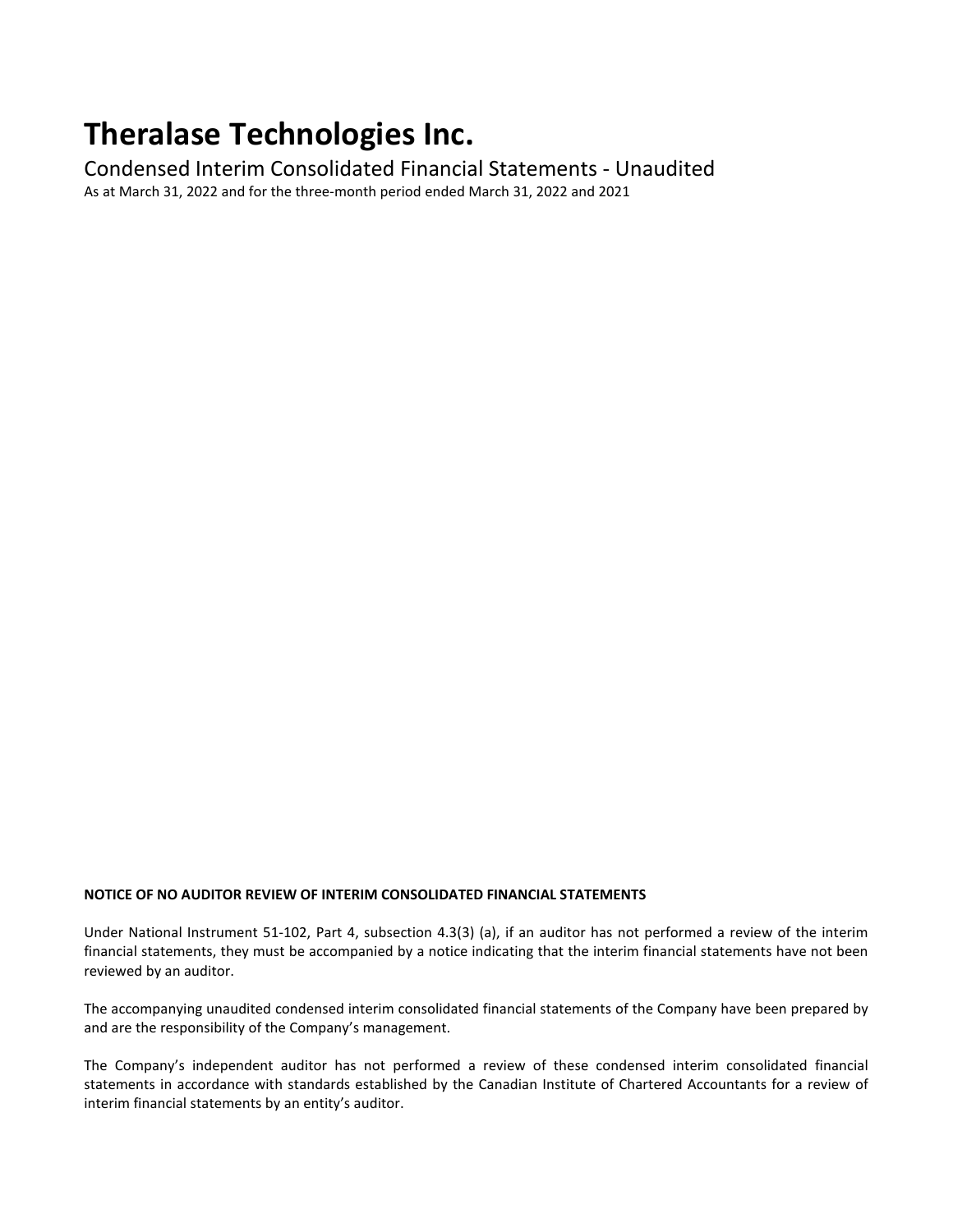# Theralase Technologies Inc.

## Condensed Interim Consolidated Financial Statements - Unaudited

As at March 31, 2022 and for the three-month period ended March 31, 2022 and 2021

**NOTICE OF NO AUDITOR REVIEW OF INTERIM CONSOLIDATED FINANCIAL STATEMENTS**

Under National Instrument 51-102, Part 4, subsection 4.3(3) (a), if an auditor has not performed a review of the interim financial statements, they must be accompanied by a notice indicating that the interim financial statements have not been reviewed by an auditor.

The accompanying unaudited condensed interim consolidated financial statements of the Company have been prepared by and are the responsibility of the Company's management.

The Company's independent auditor has not performed a review of these condensed interim consolidated financial statements in accordance with standards established by the Canadian Institute of Chartered Accountants for a review of interim financial statements by an entity's auditor.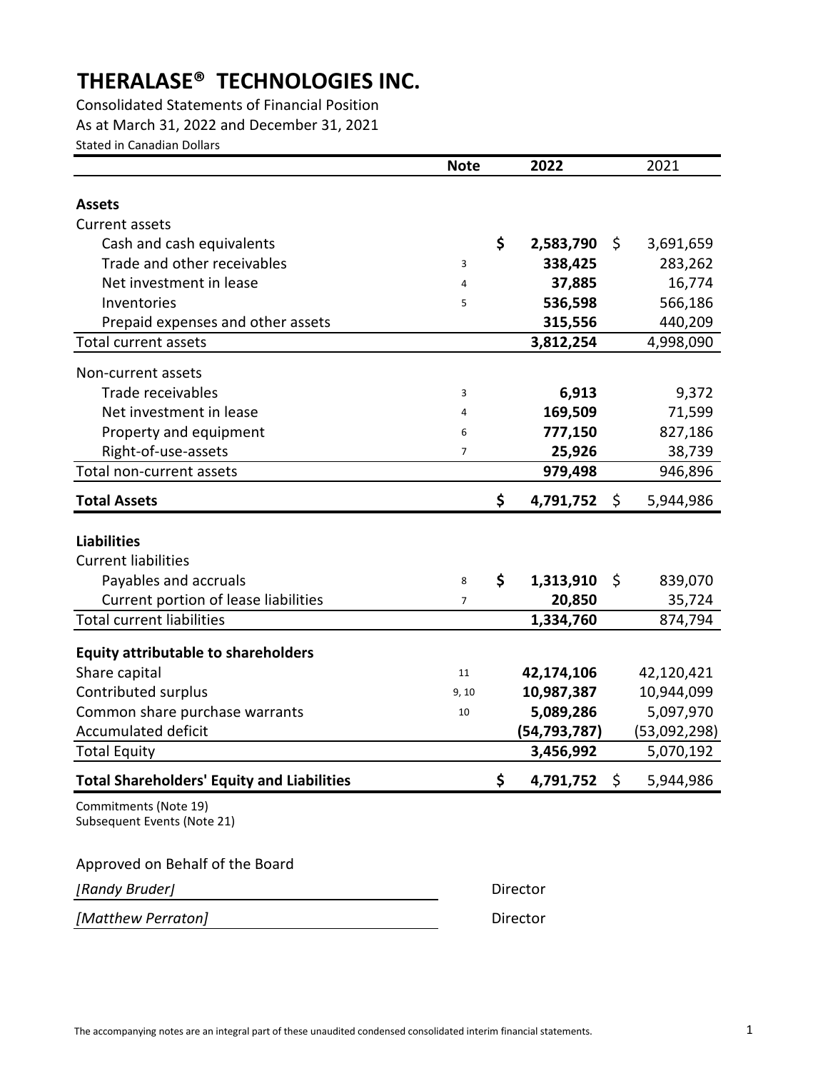# THERALASE® TECHNOLOGIES INC.

Consolidated Statements of Financial Position

As at March 31, 2022 and December 31, 2021

Stated in Canadian Dollars

| | Note | 2022 | 2021 |
|---|---|---|---|
| **Assets** | | | |
| Current assets | | | |
| Cash and cash equivalents | | **$ 2,583,790** | $ 3,691,659 |
| Trade and other receivables | 3 | **338,425** | 283,262 |
| Net investment in lease | 4 | **37,885** | 16,774 |
| Inventories | 5 | **536,598** | 566,186 |
| Prepaid expenses and other assets | | **315,556** | 440,209 |
| Total current assets | | **3,812,254** | 4,998,090 |
| Non-current assets | | | |
| Trade receivables | 3 | **6,913** | 9,372 |
| Net investment in lease | 4 | **169,509** | 71,599 |
| Property and equipment | 6 | **777,150** | 827,186 |
| Right-of-use-assets | 7 | **25,926** | 38,739 |
| Total non-current assets | | **979,498** | 946,896 |
| **Total Assets** | | **$ 4,791,752** | $ 5,944,986 |
| **Liabilities** | | | |
| Current liabilities | | | |
| Payables and accruals | 8 | **$ 1,313,910** | $ 839,070 |
| Current portion of lease liabilities | 7 | **20,850** | 35,724 |
| Total current liabilities | | **1,334,760** | 874,794 |
| **Equity attributable to shareholders** | | | |
| Share capital | 11 | **42,174,106** | 42,120,421 |
| Contributed surplus | 9, 10 | **10,987,387** | 10,944,099 |
| Common share purchase warrants | 10 | **5,089,286** | 5,097,970 |
| Accumulated deficit | | **(54,793,787)** | (53,092,298) |
| Total Equity | | **3,456,992** | 5,070,192 |
| **Total Shareholders' Equity and Liabilities** | | **$ 4,791,752** | $ 5,944,986 |

Commitments (Note 19)
Subsequent Events (Note 21)

Approved on Behalf of the Board

*[Randy Bruder]* Director

*[Matthew Perraton]* Director

The accompanying notes are an integral part of these unaudited condensed consolidated interim financial statements.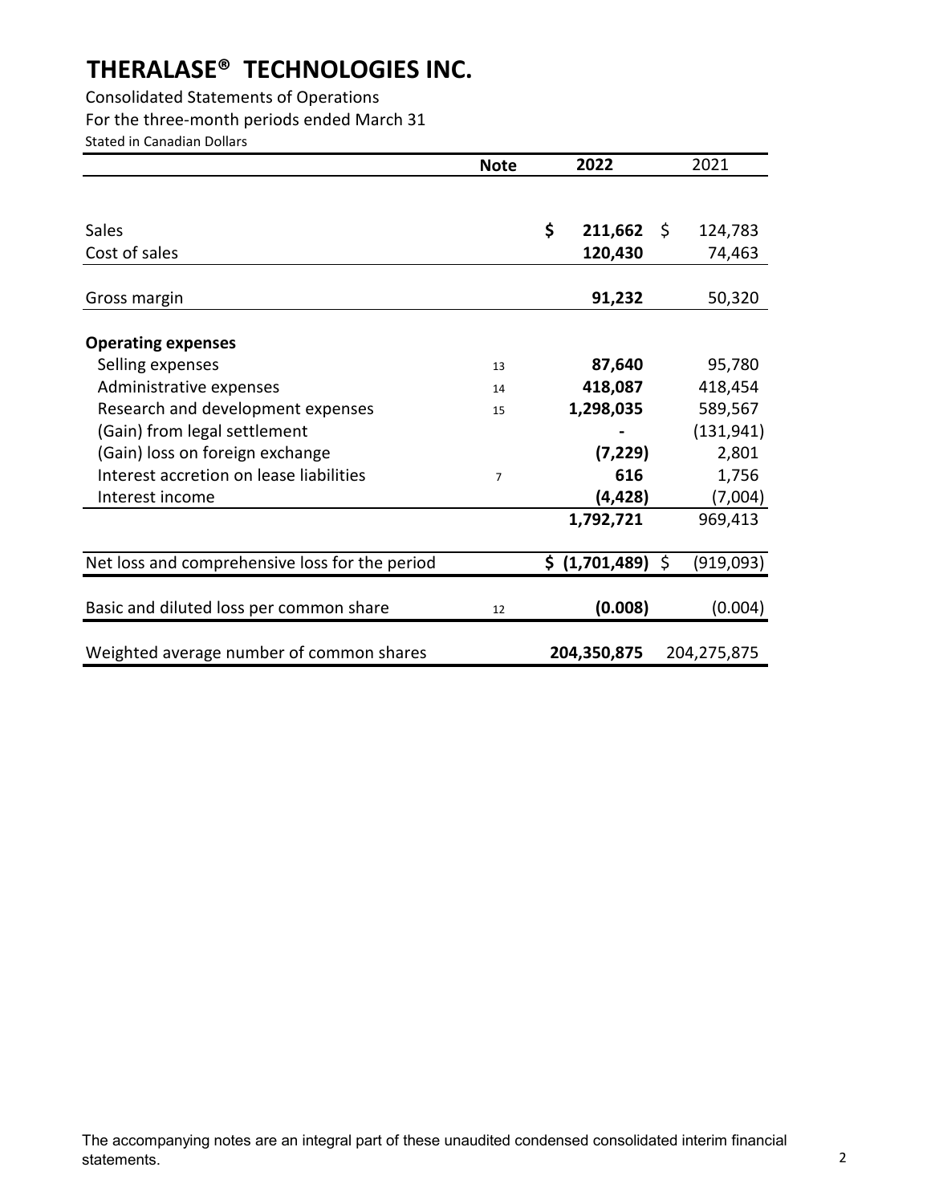# THERALASE® TECHNOLOGIES INC.

Consolidated Statements of Operations

For the three-month periods ended March 31

Stated in Canadian Dollars

| | Note | 2022 | 2021 |
|---|---|---|---|
| Sales | | **$ 211,662** | $ 124,783 |
| Cost of sales | | **120,430** | 74,463 |
| Gross margin | | **91,232** | 50,320 |
| **Operating expenses** | | | |
| Selling expenses | 13 | **87,640** | 95,780 |
| Administrative expenses | 14 | **418,087** | 418,454 |
| Research and development expenses | 15 | **1,298,035** | 589,567 |
| (Gain) from legal settlement | | **-** | (131,941) |
| (Gain) loss on foreign exchange | | **(7,229)** | 2,801 |
| Interest accretion on lease liabilities | 7 | **616** | 1,756 |
| Interest income | | **(4,428)** | (7,004) |
| | | **1,792,721** | 969,413 |
| Net loss and comprehensive loss for the period | | **$ (1,701,489)** | $ (919,093) |
| Basic and diluted loss per common share | 12 | **(0.008)** | (0.004) |
| Weighted average number of common shares | | **204,350,875** | 204,275,875 |

The accompanying notes are an integral part of these unaudited condensed consolidated interim financial statements.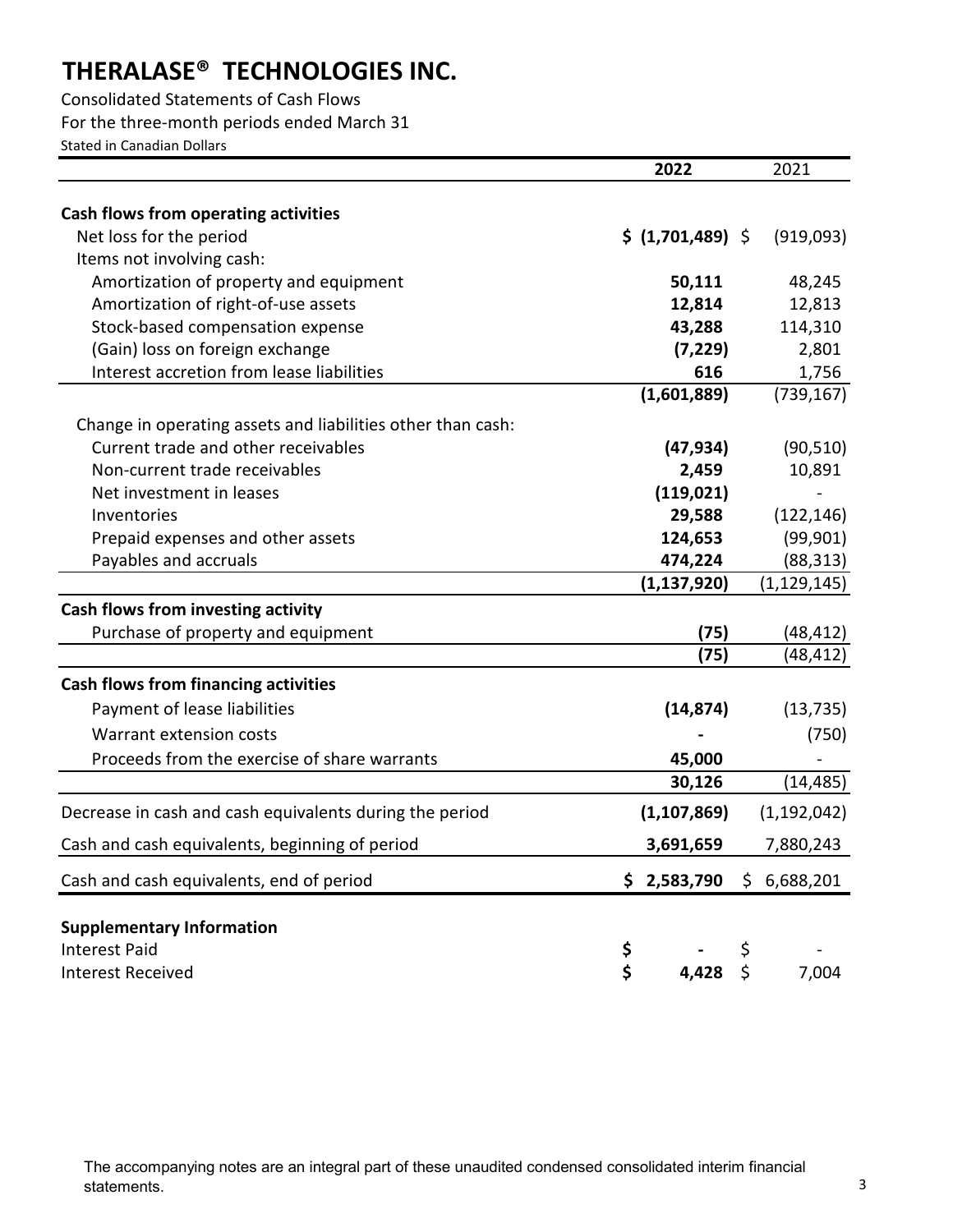# THERALASE® TECHNOLOGIES INC.

Consolidated Statements of Cash Flows

For the three-month periods ended March 31

Stated in Canadian Dollars

| | **2022** | 2021 |
|---|---|---|
| **Cash flows from operating activities** | | |
| Net loss for the period | **$ (1,701,489)** | $ (919,093) |
| Items not involving cash: | | |
| Amortization of property and equipment | **50,111** | 48,245 |
| Amortization of right-of-use assets | **12,814** | 12,813 |
| Stock-based compensation expense | **43,288** | 114,310 |
| (Gain) loss on foreign exchange | **(7,229)** | 2,801 |
| Interest accretion from lease liabilities | **616** | 1,756 |
| | **(1,601,889)** | (739,167) |
| Change in operating assets and liabilities other than cash: | | |
| Current trade and other receivables | **(47,934)** | (90,510) |
| Non-current trade receivables | **2,459** | 10,891 |
| Net investment in leases | **(119,021)** | - |
| Inventories | **29,588** | (122,146) |
| Prepaid expenses and other assets | **124,653** | (99,901) |
| Payables and accruals | **474,224** | (88,313) |
| | **(1,137,920)** | (1,129,145) |
| **Cash flows from investing activity** | | |
| Purchase of property and equipment | **(75)** | (48,412) |
| | **(75)** | (48,412) |
| **Cash flows from financing activities** | | |
| Payment of lease liabilities | **(14,874)** | (13,735) |
| Warrant extension costs | **-** | (750) |
| Proceeds from the exercise of share warrants | **45,000** | - |
| | **30,126** | (14,485) |
| Decrease in cash and cash equivalents during the period | **(1,107,869)** | (1,192,042) |
| Cash and cash equivalents, beginning of period | **3,691,659** | 7,880,243 |
| Cash and cash equivalents, end of period | **$ 2,583,790** | $ 6,688,201 |
| | | |
| **Supplementary Information** | | |
| Interest Paid | **$ -** | $ - |
| Interest Received | **$ 4,428** | $ 7,004 |

The accompanying notes are an integral part of these unaudited condensed consolidated interim financial statements.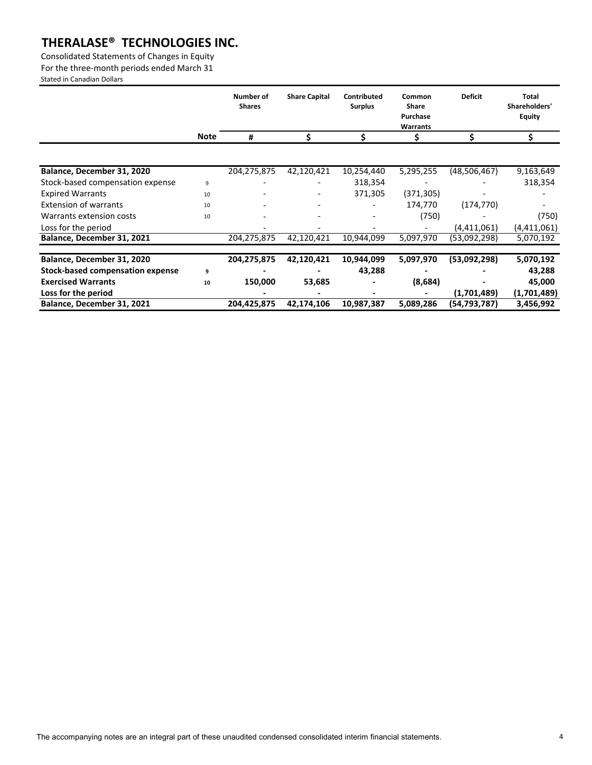# THERALASE® TECHNOLOGIES INC.

Consolidated Statements of Changes in Equity
For the three-month periods ended March 31
Stated in Canadian Dollars

| | Note | Number of Shares | Share Capital | Contributed Surplus | Common Share Purchase Warrants | Deficit | Total Shareholders' Equity |
|---|---|---|---|---|---|---|---|
| | | # | $ | $ | $ | $ | $ |
| **Balance, December 31, 2020** | | 204,275,875 | 42,120,421 | 10,254,440 | 5,295,255 | (48,506,467) | 9,163,649 |
| Stock-based compensation expense | 9 | - | - | 318,354 | - | - | 318,354 |
| Expired Warrants | 10 | - | - | 371,305 | (371,305) | - | - |
| Extension of warrants | 10 | - | - | - | 174,770 | (174,770) | - |
| Warrants extension costs | 10 | - | - | - | (750) | - | (750) |
| Loss for the period | | - | - | - | - | (4,411,061) | (4,411,061) |
| **Balance, December 31, 2021** | | 204,275,875 | 42,120,421 | 10,944,099 | 5,097,970 | (53,092,298) | 5,070,192 |
| **Balance, December 31, 2020** | | **204,275,875** | **42,120,421** | **10,944,099** | **5,097,970** | **(53,092,298)** | **5,070,192** |
| **Stock-based compensation expense** | **9** | **-** | **-** | **43,288** | **-** | **-** | **43,288** |
| **Exercised Warrants** | **10** | **150,000** | **53,685** | **-** | **(8,684)** | **-** | **45,000** |
| **Loss for the period** | | **-** | **-** | **-** | **-** | **(1,701,489)** | **(1,701,489)** |
| **Balance, December 31, 2021** | | **204,425,875** | **42,174,106** | **10,987,387** | **5,089,286** | **(54,793,787)** | **3,456,992** |

The accompanying notes are an integral part of these unaudited condensed consolidated interim financial statements.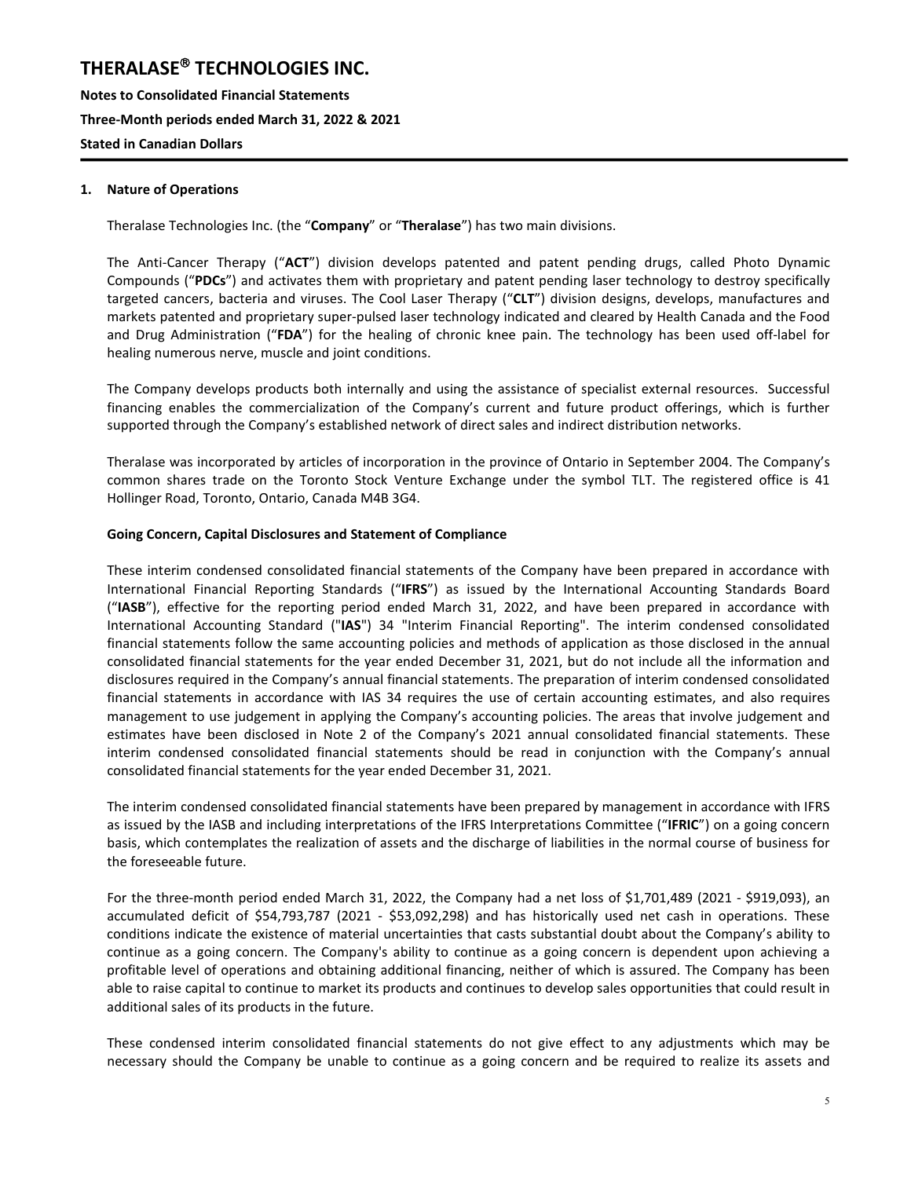## 1. Nature of Operations

Theralase Technologies Inc. (the "**Company**" or "**Theralase**") has two main divisions.

The Anti-Cancer Therapy ("**ACT**") division develops patented and patent pending drugs, called Photo Dynamic Compounds ("**PDCs**") and activates them with proprietary and patent pending laser technology to destroy specifically targeted cancers, bacteria and viruses. The Cool Laser Therapy ("**CLT**") division designs, develops, manufactures and markets patented and proprietary super-pulsed laser technology indicated and cleared by Health Canada and the Food and Drug Administration ("**FDA**") for the healing of chronic knee pain. The technology has been used off-label for healing numerous nerve, muscle and joint conditions.

The Company develops products both internally and using the assistance of specialist external resources. Successful financing enables the commercialization of the Company's current and future product offerings, which is further supported through the Company's established network of direct sales and indirect distribution networks.

Theralase was incorporated by articles of incorporation in the province of Ontario in September 2004. The Company's common shares trade on the Toronto Stock Venture Exchange under the symbol TLT. The registered office is 41 Hollinger Road, Toronto, Ontario, Canada M4B 3G4.

### Going Concern, Capital Disclosures and Statement of Compliance

These interim condensed consolidated financial statements of the Company have been prepared in accordance with International Financial Reporting Standards ("**IFRS**") as issued by the International Accounting Standards Board ("**IASB**"), effective for the reporting period ended March 31, 2022, and have been prepared in accordance with International Accounting Standard ("**IAS**") 34 "Interim Financial Reporting". The interim condensed consolidated financial statements follow the same accounting policies and methods of application as those disclosed in the annual consolidated financial statements for the year ended December 31, 2021, but do not include all the information and disclosures required in the Company's annual financial statements. The preparation of interim condensed consolidated financial statements in accordance with IAS 34 requires the use of certain accounting estimates, and also requires management to use judgement in applying the Company's accounting policies. The areas that involve judgement and estimates have been disclosed in Note 2 of the Company's 2021 annual consolidated financial statements. These interim condensed consolidated financial statements should be read in conjunction with the Company's annual consolidated financial statements for the year ended December 31, 2021.

The interim condensed consolidated financial statements have been prepared by management in accordance with IFRS as issued by the IASB and including interpretations of the IFRS Interpretations Committee ("**IFRIC**") on a going concern basis, which contemplates the realization of assets and the discharge of liabilities in the normal course of business for the foreseeable future.

For the three-month period ended March 31, 2022, the Company had a net loss of $1,701,489 (2021 - $919,093), an accumulated deficit of $54,793,787 (2021 - $53,092,298) and has historically used net cash in operations. These conditions indicate the existence of material uncertainties that casts substantial doubt about the Company's ability to continue as a going concern. The Company's ability to continue as a going concern is dependent upon achieving a profitable level of operations and obtaining additional financing, neither of which is assured. The Company has been able to raise capital to continue to market its products and continues to develop sales opportunities that could result in additional sales of its products in the future.

These condensed interim consolidated financial statements do not give effect to any adjustments which may be necessary should the Company be unable to continue as a going concern and be required to realize its assets and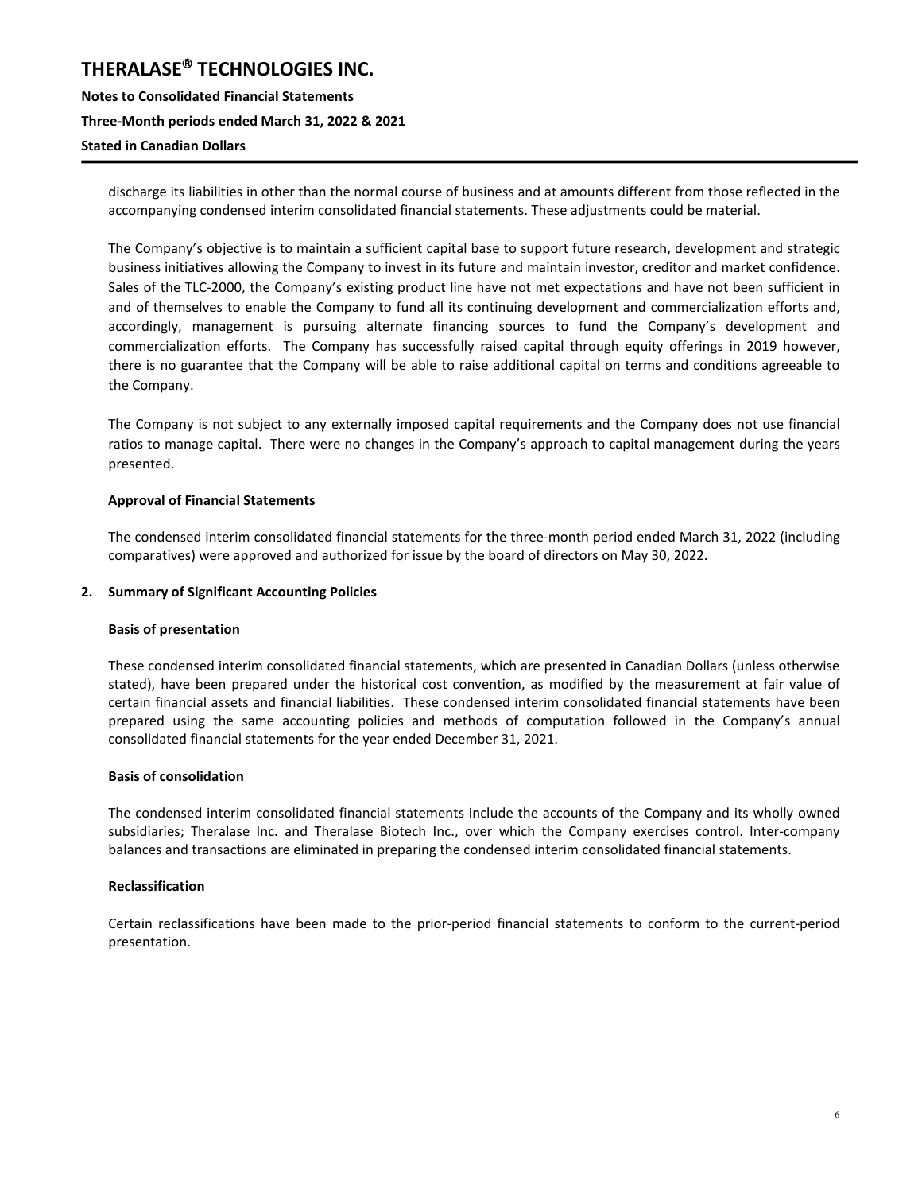discharge its liabilities in other than the normal course of business and at amounts different from those reflected in the accompanying condensed interim consolidated financial statements. These adjustments could be material.

The Company's objective is to maintain a sufficient capital base to support future research, development and strategic business initiatives allowing the Company to invest in its future and maintain investor, creditor and market confidence. Sales of the TLC-2000, the Company's existing product line have not met expectations and have not been sufficient in and of themselves to enable the Company to fund all its continuing development and commercialization efforts and, accordingly, management is pursuing alternate financing sources to fund the Company's development and commercialization efforts. The Company has successfully raised capital through equity offerings in 2019 however, there is no guarantee that the Company will be able to raise additional capital on terms and conditions agreeable to the Company.

The Company is not subject to any externally imposed capital requirements and the Company does not use financial ratios to manage capital. There were no changes in the Company's approach to capital management during the years presented.

**Approval of Financial Statements**

The condensed interim consolidated financial statements for the three-month period ended March 31, 2022 (including comparatives) were approved and authorized for issue by the board of directors on May 30, 2022.

## 2. Summary of Significant Accounting Policies

**Basis of presentation**

These condensed interim consolidated financial statements, which are presented in Canadian Dollars (unless otherwise stated), have been prepared under the historical cost convention, as modified by the measurement at fair value of certain financial assets and financial liabilities. These condensed interim consolidated financial statements have been prepared using the same accounting policies and methods of computation followed in the Company's annual consolidated financial statements for the year ended December 31, 2021.

**Basis of consolidation**

The condensed interim consolidated financial statements include the accounts of the Company and its wholly owned subsidiaries; Theralase Inc. and Theralase Biotech Inc., over which the Company exercises control. Inter-company balances and transactions are eliminated in preparing the condensed interim consolidated financial statements.

**Reclassification**

Certain reclassifications have been made to the prior-period financial statements to conform to the current-period presentation.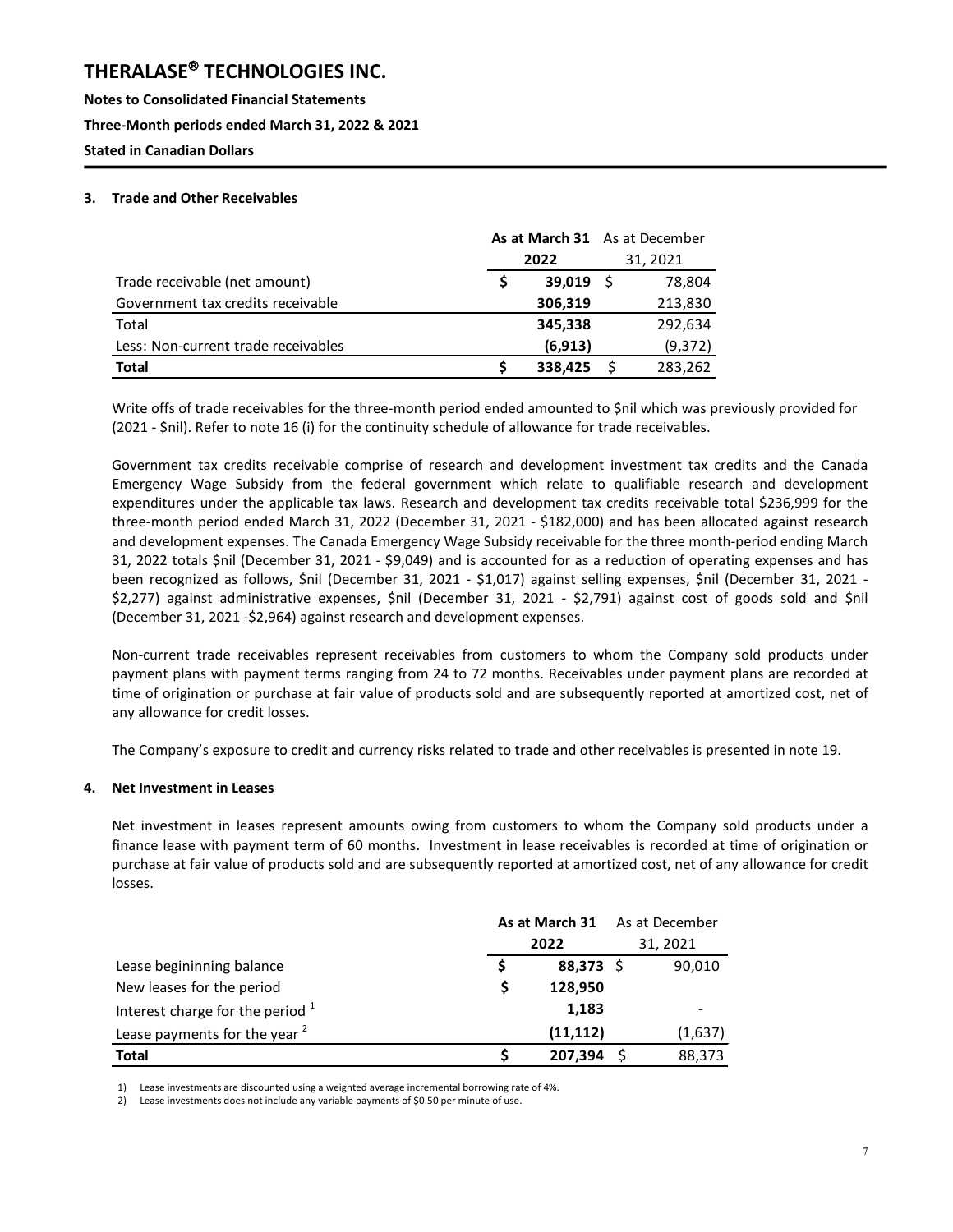# THERALASE® TECHNOLOGIES INC.

**Notes to Consolidated Financial Statements**

**Three-Month periods ended March 31, 2022 & 2021**

**Stated in Canadian Dollars**

## 3. Trade and Other Receivables

| | **As at March 31 2022** | As at December 31, 2021 |
|---|---|---|
| Trade receivable (net amount) | **$ 39,019** | $ 78,804 |
| Government tax credits receivable | **306,319** | 213,830 |
| Total | **345,338** | 292,634 |
| Less: Non-current trade receivables | **(6,913)** | (9,372) |
| **Total** | **$ 338,425** | $ 283,262 |

Write offs of trade receivables for the three-month period ended amounted to $nil which was previously provided for (2021 - $nil). Refer to note 16 (i) for the continuity schedule of allowance for trade receivables.

Government tax credits receivable comprise of research and development investment tax credits and the Canada Emergency Wage Subsidy from the federal government which relate to qualifiable research and development expenditures under the applicable tax laws. Research and development tax credits receivable total $236,999 for the three-month period ended March 31, 2022 (December 31, 2021 - $182,000) and has been allocated against research and development expenses. The Canada Emergency Wage Subsidy receivable for the three month-period ending March 31, 2022 totals $nil (December 31, 2021 - $9,049) and is accounted for as a reduction of operating expenses and has been recognized as follows, $nil (December 31, 2021 - $1,017) against selling expenses, $nil (December 31, 2021 - $2,277) against administrative expenses, $nil (December 31, 2021 - $2,791) against cost of goods sold and $nil (December 31, 2021 -$2,964) against research and development expenses.

Non-current trade receivables represent receivables from customers to whom the Company sold products under payment plans with payment terms ranging from 24 to 72 months. Receivables under payment plans are recorded at time of origination or purchase at fair value of products sold and are subsequently reported at amortized cost, net of any allowance for credit losses.

The Company's exposure to credit and currency risks related to trade and other receivables is presented in note 19.

## 4. Net Investment in Leases

Net investment in leases represent amounts owing from customers to whom the Company sold products under a finance lease with payment term of 60 months. Investment in lease receivables is recorded at time of origination or purchase at fair value of products sold and are subsequently reported at amortized cost, net of any allowance for credit losses.

| | **As at March 31 2022** | As at December 31, 2021 |
|---|---|---|
| Lease begininning balance | **$ 88,373** | $ 90,010 |
| New leases for the period | **$ 128,950** | |
| Interest charge for the period [1] | **1,183** | - |
| Lease payments for the year [2] | **(11,112)** | (1,637) |
| **Total** | **$ 207,394** | $ 88,373 |

1) Lease investments are discounted using a weighted average incremental borrowing rate of 4%.

2) Lease investments does not include any variable payments of $0.50 per minute of use.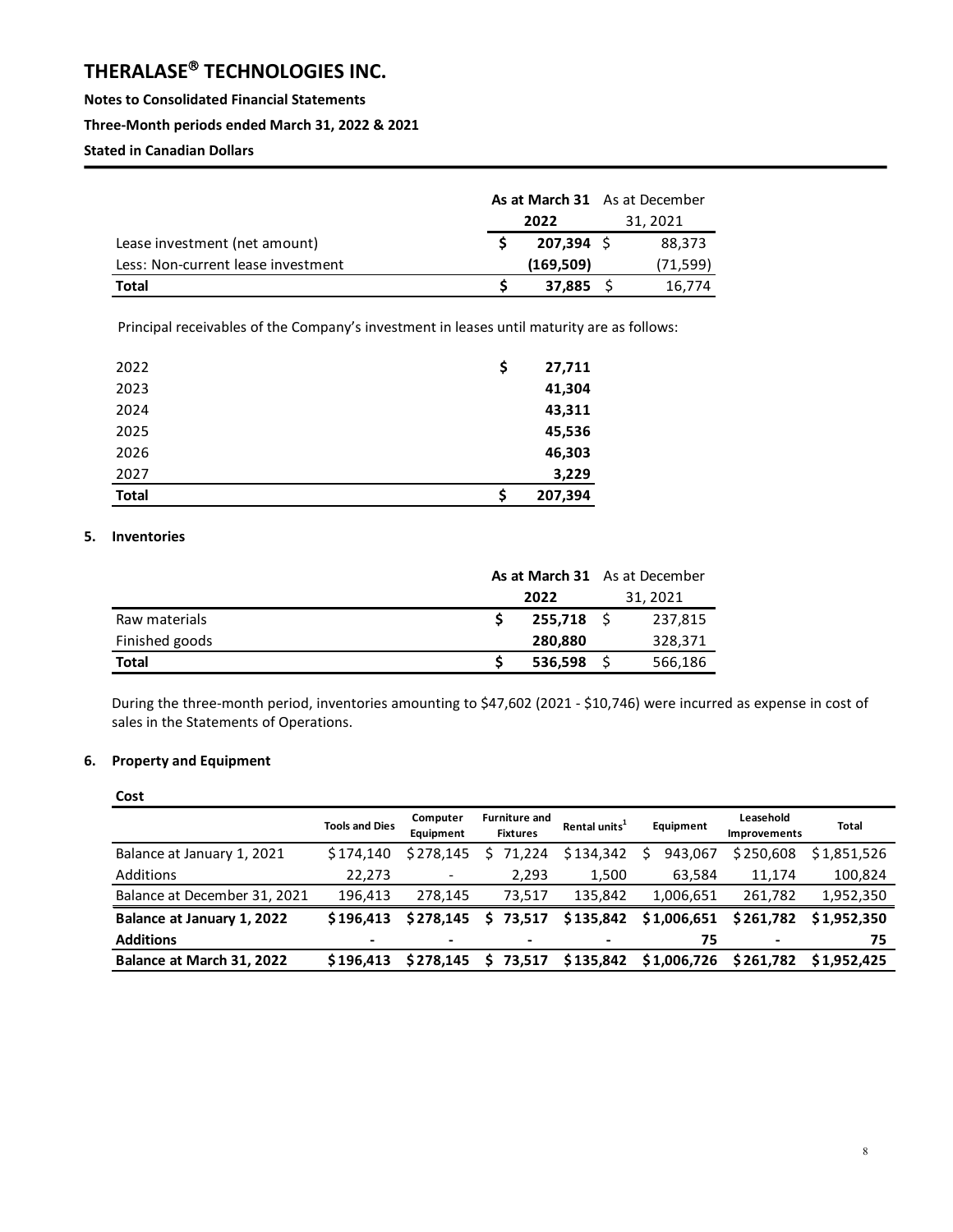# THERALASE® TECHNOLOGIES INC.

**Notes to Consolidated Financial Statements**

**Three-Month periods ended March 31, 2022 & 2021**

**Stated in Canadian Dollars**

| | As at March 31 2022 | As at December 31, 2021 |
|---|---|---|
| Lease investment (net amount) | $ 207,394 | $ 88,373 |
| Less: Non-current lease investment | (169,509) | (71,599) |
| **Total** | **$ 37,885** | $ 16,774 |

Principal receivables of the Company's investment in leases until maturity are as follows:

| | |
|---|---|
| 2022 | $ 27,711 |
| 2023 | 41,304 |
| 2024 | 43,311 |
| 2025 | 45,536 |
| 2026 | 46,303 |
| 2027 | 3,229 |
| **Total** | **$ 207,394** |

## 5. Inventories

| | As at March 31 2022 | As at December 31, 2021 |
|---|---|---|
| Raw materials | $ 255,718 | $ 237,815 |
| Finished goods | 280,880 | 328,371 |
| **Total** | **$ 536,598** | $ 566,186 |

During the three-month period, inventories amounting to $47,602 (2021 - $10,746) were incurred as expense in cost of sales in the Statements of Operations.

## 6. Property and Equipment

**Cost**

| | Tools and Dies | Computer Equipment | Furniture and Fixtures | Rental units[1] | Equipment | Leasehold Improvements | Total |
|---|---|---|---|---|---|---|---|
| Balance at January 1, 2021 | $174,140 | $278,145 | $ 71,224 | $134,342 | $ 943,067 | $250,608 | $1,851,526 |
| Additions | 22,273 | - | 2,293 | 1,500 | 63,584 | 11,174 | 100,824 |
| Balance at December 31, 2021 | 196,413 | 278,145 | 73,517 | 135,842 | 1,006,651 | 261,782 | 1,952,350 |
| **Balance at January 1, 2022** | **$196,413** | **$278,145** | **$ 73,517** | **$135,842** | **$1,006,651** | **$261,782** | **$1,952,350** |
| **Additions** | **-** | **-** | **-** | **-** | **75** | **-** | **75** |
| **Balance at March 31, 2022** | **$196,413** | **$278,145** | **$ 73,517** | **$135,842** | **$1,006,726** | **$261,782** | **$1,952,425** |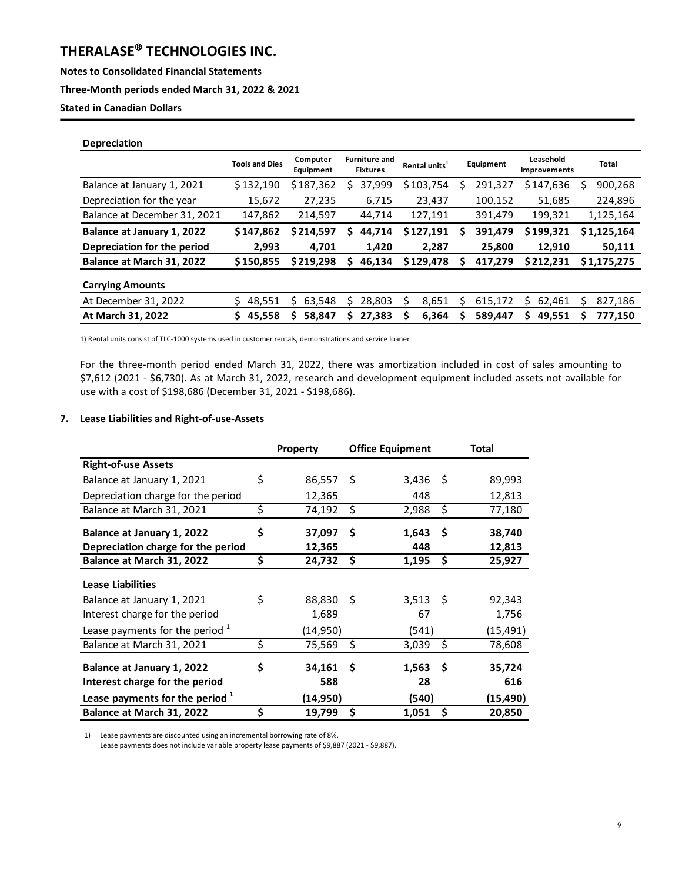### Depreciation

| | Tools and Dies | Computer Equipment | Furniture and Fixtures | Rental units[1] | Equipment | Leasehold Improvements | Total |
|---|---|---|---|---|---|---|---|
| Balance at January 1, 2021 | $132,190 | $187,362 | $ 37,999 | $103,754 | $ 291,327 | $147,636 | $ 900,268 |
| Depreciation for the year | 15,672 | 27,235 | 6,715 | 23,437 | 100,152 | 51,685 | 224,896 |
| Balance at December 31, 2021 | 147,862 | 214,597 | 44,714 | 127,191 | 391,479 | 199,321 | 1,125,164 |
| **Balance at January 1, 2022** | **$147,862** | **$214,597** | **$ 44,714** | **$127,191** | **$ 391,479** | **$199,321** | **$1,125,164** |
| **Depreciation for the period** | **2,993** | **4,701** | **1,420** | **2,287** | **25,800** | **12,910** | **50,111** |
| **Balance at March 31, 2022** | **$150,855** | **$219,298** | **$ 46,134** | **$129,478** | **$ 417,279** | **$212,231** | **$1,175,275** |
| **Carrying Amounts** | | | | | | | |
| At December 31, 2022 | $ 48,551 | $ 63,548 | $ 28,803 | $ 8,651 | $ 615,172 | $ 62,461 | $ 827,186 |
| **At March 31, 2022** | **$ 45,558** | **$ 58,847** | **$ 27,383** | **$ 6,364** | **$ 589,447** | **$ 49,551** | **$ 777,150** |

1) Rental units consist of TLC-1000 systems used in customer rentals, demonstrations and service loaner

For the three-month period ended March 31, 2022, there was amortization included in cost of sales amounting to $7,612 (2021 - $6,730). As at March 31, 2022, research and development equipment included assets not available for use with a cost of $198,686 (December 31, 2021 - $198,686).

## 7. Lease Liabilities and Right-of-use-Assets

| | Property | Office Equipment | Total |
|---|---|---|---|
| **Right-of-use Assets** | | | |
| Balance at January 1, 2021 | $ 86,557 | $ 3,436 | $ 89,993 |
| Depreciation charge for the period | 12,365 | 448 | 12,813 |
| Balance at March 31, 2021 | $ 74,192 | $ 2,988 | $ 77,180 |
| **Balance at January 1, 2022** | **$ 37,097** | **$ 1,643** | **$ 38,740** |
| **Depreciation charge for the period** | **12,365** | **448** | **12,813** |
| **Balance at March 31, 2022** | **$ 24,732** | **$ 1,195** | **$ 25,927** |
| **Lease Liabilities** | | | |
| Balance at January 1, 2021 | $ 88,830 | $ 3,513 | $ 92,343 |
| Interest charge for the period | 1,689 | 67 | 1,756 |
| Lease payments for the period [1] | (14,950) | (541) | (15,491) |
| Balance at March 31, 2021 | $ 75,569 | $ 3,039 | $ 78,608 |
| **Balance at January 1, 2022** | **$ 34,161** | **$ 1,563** | **$ 35,724** |
| **Interest charge for the period** | **588** | **28** | **616** |
| **Lease payments for the period [1]** | **(14,950)** | **(540)** | **(15,490)** |
| **Balance at March 31, 2022** | **$ 19,799** | **$ 1,051** | **$ 20,850** |

1) Lease payments are discounted using an incremental borrowing rate of 8%.
Lease payments does not include variable property lease payments of $9,887 (2021 - $9,887).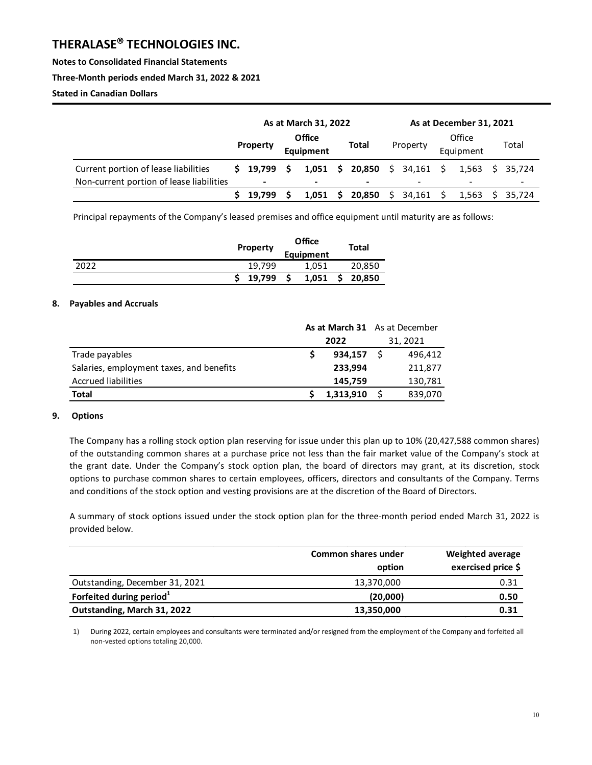|  | As at March 31, 2022 |  |  | As at December 31, 2021 |  |  |
|---|---|---|---|---|---|---|
|  | Property | Office Equipment | Total | Property | Office Equipment | Total |
| Current portion of lease liabilities | $ 19,799 | $ 1,051 | $ 20,850 | $ 34,161 | $ 1,563 | $ 35,724 |
| Non-current portion of lease liabilities | - | - | - | - | - | - |
|  | $ 19,799 | $ 1,051 | $ 20,850 | $ 34,161 | $ 1,563 | $ 35,724 |

Principal repayments of the Company's leased premises and office equipment until maturity are as follows:

|  | Property | Office Equipment | Total |
|---|---|---|---|
| 2022 | 19,799 | 1,051 | 20,850 |
|  | $ 19,799 | $ 1,051 | $ 20,850 |

## 8. Payables and Accruals

|  | As at March 31 2022 | As at December 31, 2021 |
|---|---|---|
| Trade payables | $ 934,157 | $ 496,412 |
| Salaries, employment taxes, and benefits | 233,994 | 211,877 |
| Accrued liabilities | 145,759 | 130,781 |
| **Total** | $ 1,313,910 | $ 839,070 |

## 9. Options

The Company has a rolling stock option plan reserving for issue under this plan up to 10% (20,427,588 common shares) of the outstanding common shares at a purchase price not less than the fair market value of the Company's stock at the grant date. Under the Company's stock option plan, the board of directors may grant, at its discretion, stock options to purchase common shares to certain employees, officers, directors and consultants of the Company. Terms and conditions of the stock option and vesting provisions are at the discretion of the Board of Directors.

A summary of stock options issued under the stock option plan for the three-month period ended March 31, 2022 is provided below.

|  | Common shares under option | Weighted average exercised price $ |
|---|---|---|
| Outstanding, December 31, 2021 | 13,370,000 | 0.31 |
| **Forfeited during period[1]** | **(20,000)** | **0.50** |
| **Outstanding, March 31, 2022** | **13,350,000** | **0.31** |

1) During 2022, certain employees and consultants were terminated and/or resigned from the employment of the Company and forfeited all non-vested options totaling 20,000.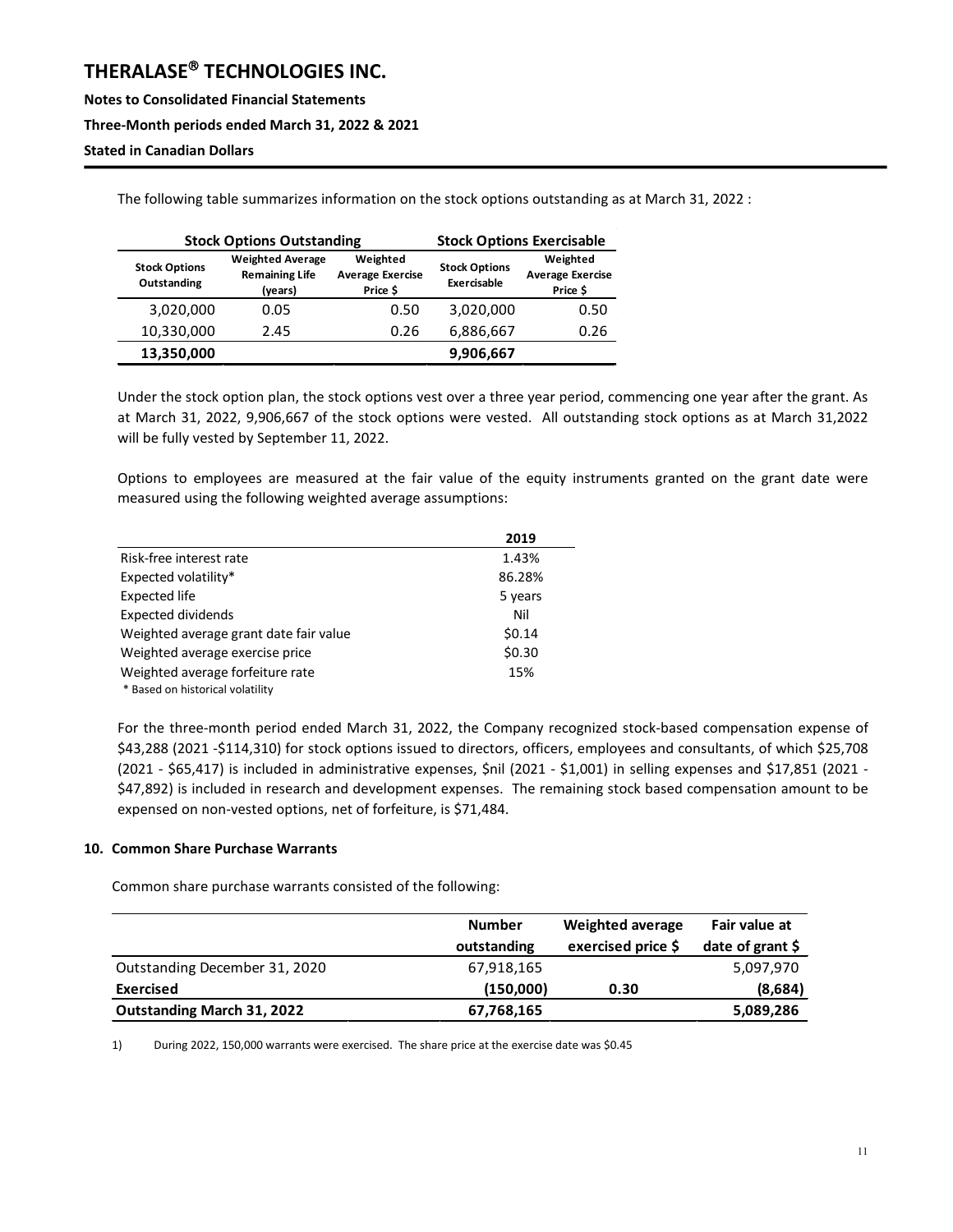The following table summarizes information on the stock options outstanding as at March 31, 2022 :

| Stock Options Outstanding | | | Stock Options Exercisable | |
|---|---|---|---|---|
| Stock Options Outstanding | Weighted Average Remaining Life (years) | Weighted Average Exercise Price $ | Stock Options Exercisable | Weighted Average Exercise Price $ |
| 3,020,000 | 0.05 | 0.50 | 3,020,000 | 0.50 |
| 10,330,000 | 2.45 | 0.26 | 6,886,667 | 0.26 |
| **13,350,000** | | | **9,906,667** | |

Under the stock option plan, the stock options vest over a three year period, commencing one year after the grant. As at March 31, 2022, 9,906,667 of the stock options were vested. All outstanding stock options as at March 31,2022 will be fully vested by September 11, 2022.

Options to employees are measured at the fair value of the equity instruments granted on the grant date were measured using the following weighted average assumptions:

| | 2019 |
|---|---|
| Risk-free interest rate | 1.43% |
| Expected volatility* | 86.28% |
| Expected life | 5 years |
| Expected dividends | Nil |
| Weighted average grant date fair value | $0.14 |
| Weighted average exercise price | $0.30 |
| Weighted average forfeiture rate | 15% |

\* Based on historical volatility

For the three-month period ended March 31, 2022, the Company recognized stock-based compensation expense of $43,288 (2021 -$114,310) for stock options issued to directors, officers, employees and consultants, of which $25,708 (2021 - $65,417) is included in administrative expenses, $nil (2021 - $1,001) in selling expenses and $17,851 (2021 - $47,892) is included in research and development expenses. The remaining stock based compensation amount to be expensed on non-vested options, net of forfeiture, is $71,484.

## 10. Common Share Purchase Warrants

Common share purchase warrants consisted of the following:

| | Number outstanding | Weighted average exercised price $ | Fair value at date of grant $ |
|---|---|---|---|
| Outstanding December 31, 2020 | 67,918,165 | | 5,097,970 |
| **Exercised** | **(150,000)** | **0.30** | **(8,684)** |
| **Outstanding March 31, 2022** | **67,768,165** | | **5,089,286** |

1) During 2022, 150,000 warrants were exercised. The share price at the exercise date was $0.45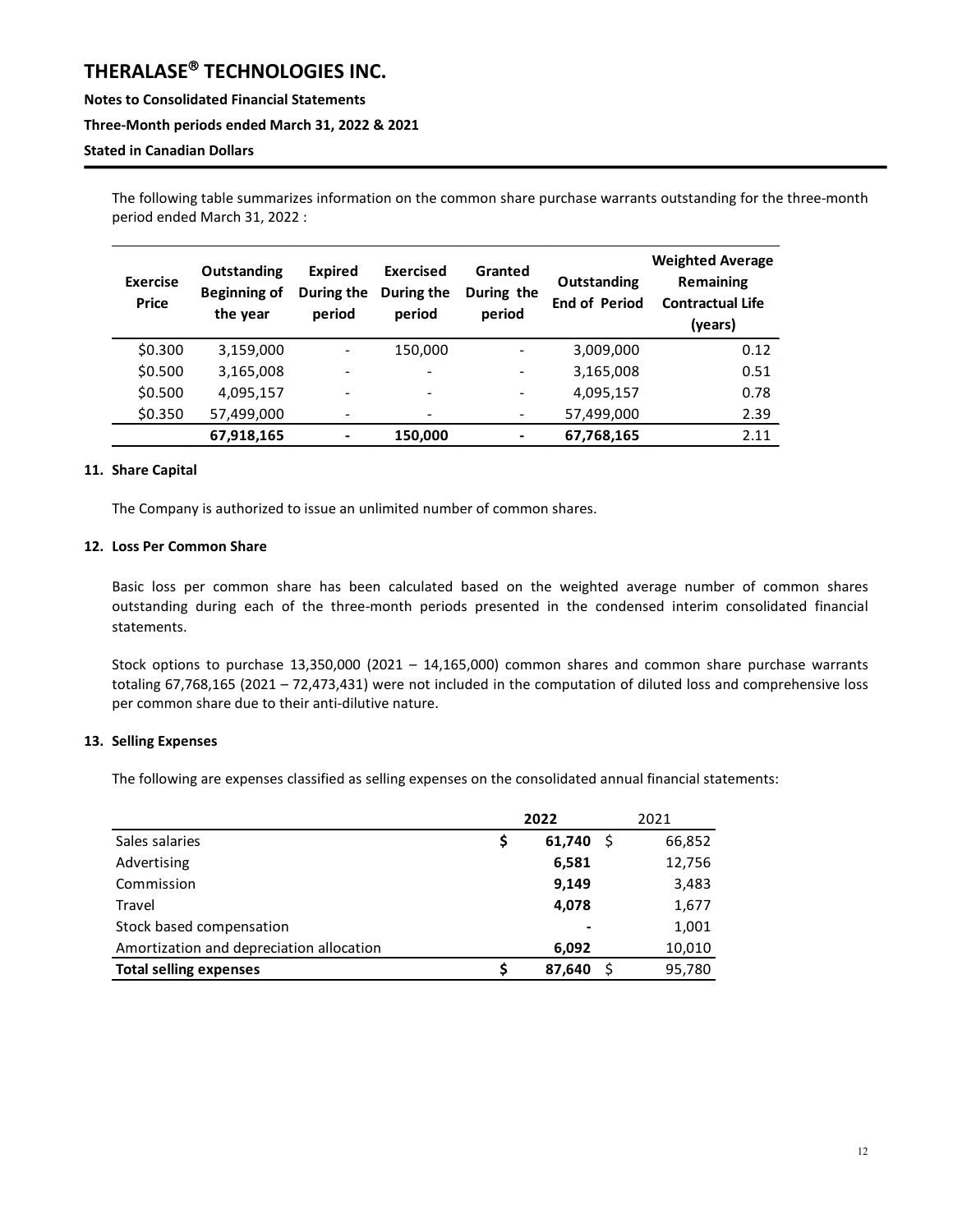The following table summarizes information on the common share purchase warrants outstanding for the three-month period ended March 31, 2022 :

| Exercise Price | Outstanding Beginning of the year | Expired During the period | Exercised During the period | Granted During the period | Outstanding End of Period | Weighted Average Remaining Contractual Life (years) |
|---|---|---|---|---|---|---|
| $0.300 | 3,159,000 | - | 150,000 | - | 3,009,000 | 0.12 |
| $0.500 | 3,165,008 | - | - | - | 3,165,008 | 0.51 |
| $0.500 | 4,095,157 | - | - | - | 4,095,157 | 0.78 |
| $0.350 | 57,499,000 | - | - | - | 57,499,000 | 2.39 |
| | **67,918,165** | **-** | **150,000** | **-** | **67,768,165** | 2.11 |

## 11. Share Capital

The Company is authorized to issue an unlimited number of common shares.

## 12. Loss Per Common Share

Basic loss per common share has been calculated based on the weighted average number of common shares outstanding during each of the three-month periods presented in the condensed interim consolidated financial statements.

Stock options to purchase 13,350,000 (2021 – 14,165,000) common shares and common share purchase warrants totaling 67,768,165 (2021 – 72,473,431) were not included in the computation of diluted loss and comprehensive loss per common share due to their anti-dilutive nature.

## 13. Selling Expenses

The following are expenses classified as selling expenses on the consolidated annual financial statements:

| | **2022** | 2021 |
|---|---|---|
| Sales salaries | **$ 61,740** | $ 66,852 |
| Advertising | **6,581** | 12,756 |
| Commission | **9,149** | 3,483 |
| Travel | **4,078** | 1,677 |
| Stock based compensation | **-** | 1,001 |
| Amortization and depreciation allocation | **6,092** | 10,010 |
| **Total selling expenses** | **$ 87,640** | $ 95,780 |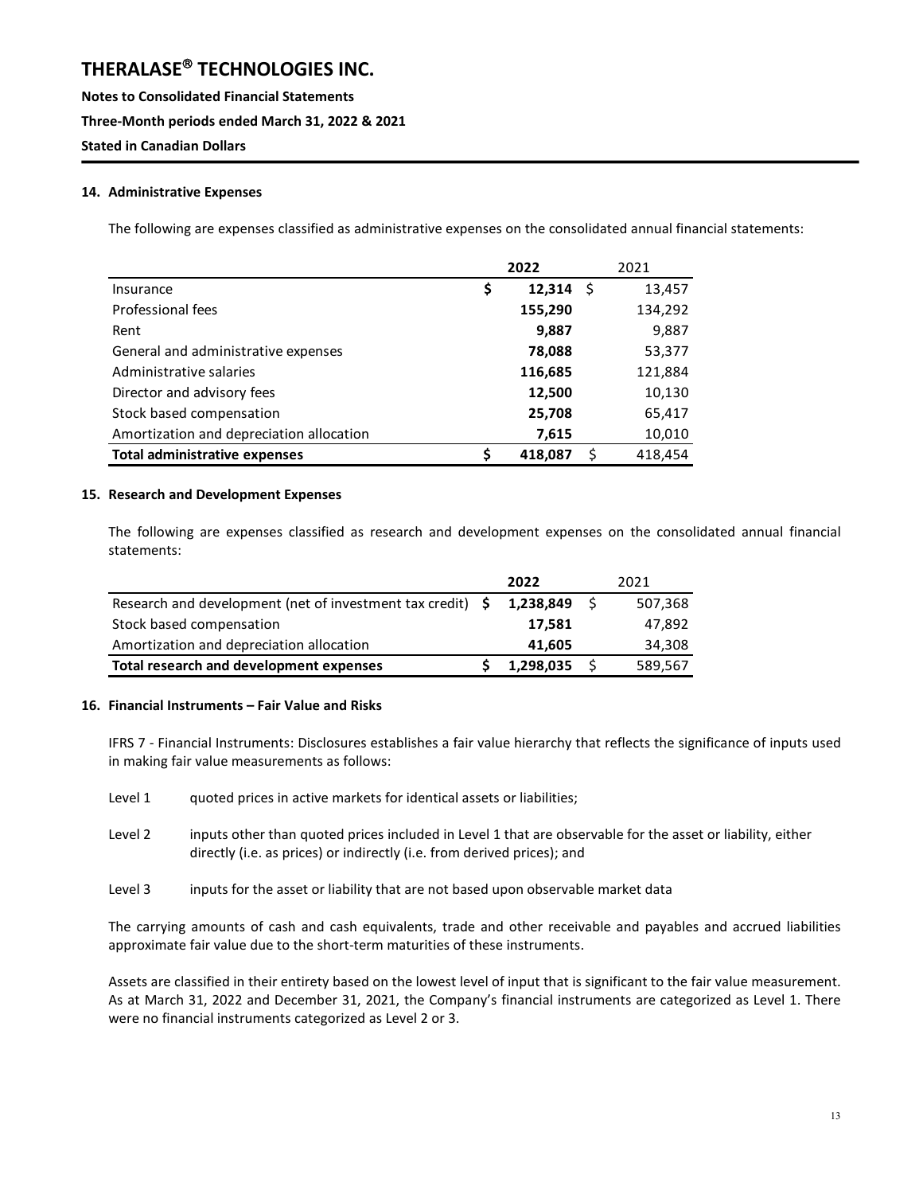## 14. Administrative Expenses

The following are expenses classified as administrative expenses on the consolidated annual financial statements:

| | **2022** | 2021 |
|---|---|---|
| Insurance | $ **12,314** | $ 13,457 |
| Professional fees | **155,290** | 134,292 |
| Rent | **9,887** | 9,887 |
| General and administrative expenses | **78,088** | 53,377 |
| Administrative salaries | **116,685** | 121,884 |
| Director and advisory fees | **12,500** | 10,130 |
| Stock based compensation | **25,708** | 65,417 |
| Amortization and depreciation allocation | **7,615** | 10,010 |
| **Total administrative expenses** | $ **418,087** | $ 418,454 |

## 15. Research and Development Expenses

The following are expenses classified as research and development expenses on the consolidated annual financial statements:

| | **2022** | 2021 |
|---|---|---|
| Research and development (net of investment tax credit) | $ **1,238,849** | $ 507,368 |
| Stock based compensation | **17,581** | 47,892 |
| Amortization and depreciation allocation | **41,605** | 34,308 |
| **Total research and development expenses** | $ **1,298,035** | $ 589,567 |

## 16. Financial Instruments – Fair Value and Risks

IFRS 7 - Financial Instruments: Disclosures establishes a fair value hierarchy that reflects the significance of inputs used in making fair value measurements as follows:

Level 1 quoted prices in active markets for identical assets or liabilities;

Level 2 inputs other than quoted prices included in Level 1 that are observable for the asset or liability, either directly (i.e. as prices) or indirectly (i.e. from derived prices); and

Level 3 inputs for the asset or liability that are not based upon observable market data

The carrying amounts of cash and cash equivalents, trade and other receivable and payables and accrued liabilities approximate fair value due to the short-term maturities of these instruments.

Assets are classified in their entirety based on the lowest level of input that is significant to the fair value measurement. As at March 31, 2022 and December 31, 2021, the Company's financial instruments are categorized as Level 1. There were no financial instruments categorized as Level 2 or 3.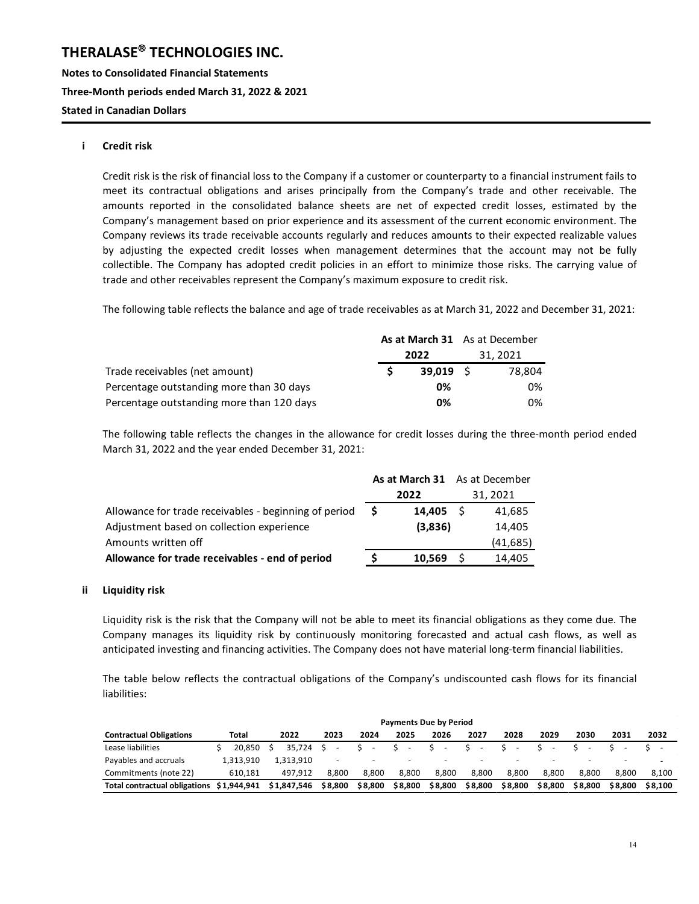# THERALASE® TECHNOLOGIES INC.

**Notes to Consolidated Financial Statements**

**Three-Month periods ended March 31, 2022 & 2021**

**Stated in Canadian Dollars**

### i Credit risk

Credit risk is the risk of financial loss to the Company if a customer or counterparty to a financial instrument fails to meet its contractual obligations and arises principally from the Company's trade and other receivable. The amounts reported in the consolidated balance sheets are net of expected credit losses, estimated by the Company's management based on prior experience and its assessment of the current economic environment. The Company reviews its trade receivable accounts regularly and reduces amounts to their expected realizable values by adjusting the expected credit losses when management determines that the account may not be fully collectible. The Company has adopted credit policies in an effort to minimize those risks. The carrying value of trade and other receivables represent the Company's maximum exposure to credit risk.

The following table reflects the balance and age of trade receivables as at March 31, 2022 and December 31, 2021:

| | **As at March 31 2022** | As at December 31, 2021 |
|---|---|---|
| Trade receivables (net amount) | **$ 39,019** | $ 78,804 |
| Percentage outstanding more than 30 days | **0%** | 0% |
| Percentage outstanding more than 120 days | **0%** | 0% |

The following table reflects the changes in the allowance for credit losses during the three-month period ended March 31, 2022 and the year ended December 31, 2021:

| | **As at March 31 2022** | As at December 31, 2021 |
|---|---|---|
| Allowance for trade receivables - beginning of period | **$ 14,405** | $ 41,685 |
| Adjustment based on collection experience | **(3,836)** | 14,405 |
| Amounts written off | | (41,685) |
| **Allowance for trade receivables - end of period** | **$ 10,569** | $ 14,405 |

### ii Liquidity risk

Liquidity risk is the risk that the Company will not be able to meet its financial obligations as they come due. The Company manages its liquidity risk by continuously monitoring forecasted and actual cash flows, as well as anticipated investing and financing activities. The Company does not have material long-term financial liabilities.

The table below reflects the contractual obligations of the Company's undiscounted cash flows for its financial liabilities:

| | | **Payments Due by Period** | | | | | | | | | | |
|---|---|---|---|---|---|---|---|---|---|---|---|---|
| **Contractual Obligations** | **Total** | **2022** | **2023** | **2024** | **2025** | **2026** | **2027** | **2028** | **2029** | **2030** | **2031** | **2032** |
| Lease liabilities | $ 20,850 | $ 35,724 | $ - | $ - | $ - | $ - | $ - | $ - | $ - | $ - | $ - | $ - |
| Payables and accruals | 1,313,910 | 1,313,910 | - | - | - | - | - | - | - | - | - | - |
| Commitments (note 22) | 610,181 | 497,912 | 8,800 | 8,800 | 8,800 | 8,800 | 8,800 | 8,800 | 8,800 | 8,800 | 8,800 | 8,100 |
| **Total contractual obligations** | **$1,944,941** | **$1,847,546** | **$8,800** | **$8,800** | **$8,800** | **$8,800** | **$8,800** | **$8,800** | **$8,800** | **$8,800** | **$8,800** | **$8,100** |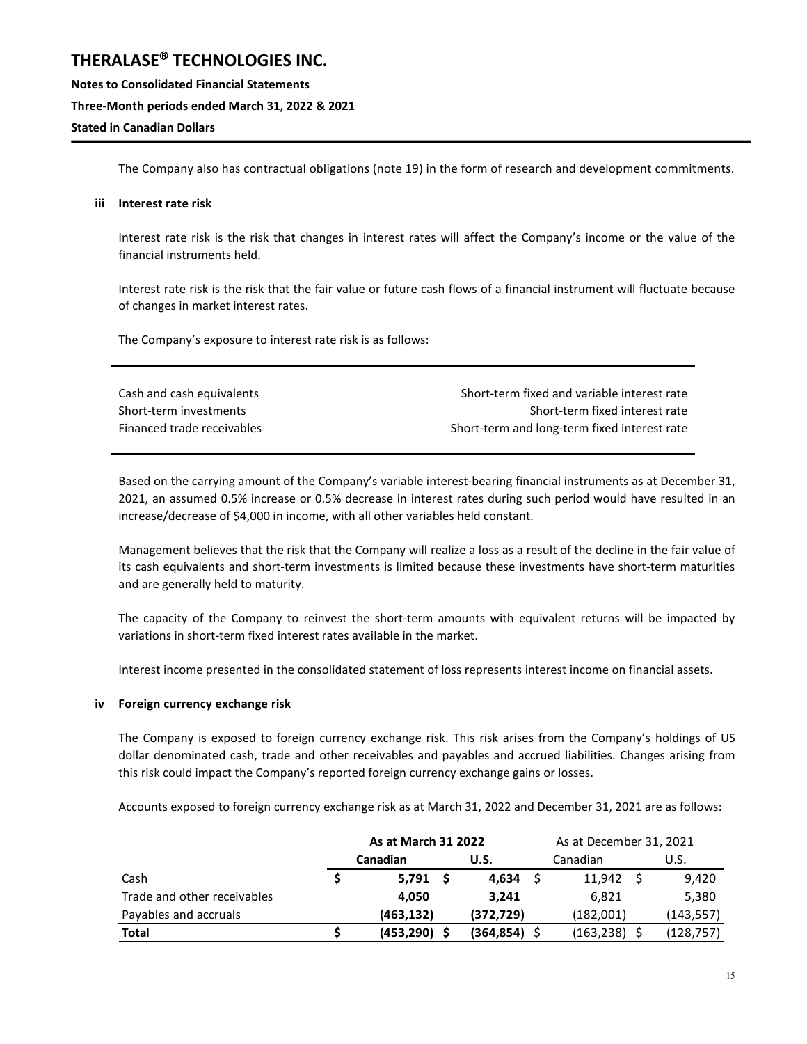The Company also has contractual obligations (note 19) in the form of research and development commitments.

### iii Interest rate risk

Interest rate risk is the risk that changes in interest rates will affect the Company's income or the value of the financial instruments held.

Interest rate risk is the risk that the fair value or future cash flows of a financial instrument will fluctuate because of changes in market interest rates.

The Company's exposure to interest rate risk is as follows:

| | |
|---|---|
| Cash and cash equivalents | Short-term fixed and variable interest rate |
| Short-term investments | Short-term fixed interest rate |
| Financed trade receivables | Short-term and long-term fixed interest rate |

Based on the carrying amount of the Company's variable interest-bearing financial instruments as at December 31, 2021, an assumed 0.5% increase or 0.5% decrease in interest rates during such period would have resulted in an increase/decrease of $4,000 in income, with all other variables held constant.

Management believes that the risk that the Company will realize a loss as a result of the decline in the fair value of its cash equivalents and short-term investments is limited because these investments have short-term maturities and are generally held to maturity.

The capacity of the Company to reinvest the short-term amounts with equivalent returns will be impacted by variations in short-term fixed interest rates available in the market.

Interest income presented in the consolidated statement of loss represents interest income on financial assets.

### iv Foreign currency exchange risk

The Company is exposed to foreign currency exchange risk. This risk arises from the Company's holdings of US dollar denominated cash, trade and other receivables and payables and accrued liabilities. Changes arising from this risk could impact the Company's reported foreign currency exchange gains or losses.

Accounts exposed to foreign currency exchange risk as at March 31, 2022 and December 31, 2021 are as follows:

| | **As at March 31 2022** | | As at December 31, 2021 | |
|---|---|---|---|---|
| | **Canadian** | **U.S.** | Canadian | U.S. |
| Cash | **$ 5,791** | **$ 4,634** | $ 11,942 | $ 9,420 |
| Trade and other receivables | **4,050** | **3,241** | 6,821 | 5,380 |
| Payables and accruals | **(463,132)** | **(372,729)** | (182,001) | (143,557) |
| **Total** | **$ (453,290)** | **$ (364,854)** | $ (163,238) | $ (128,757) |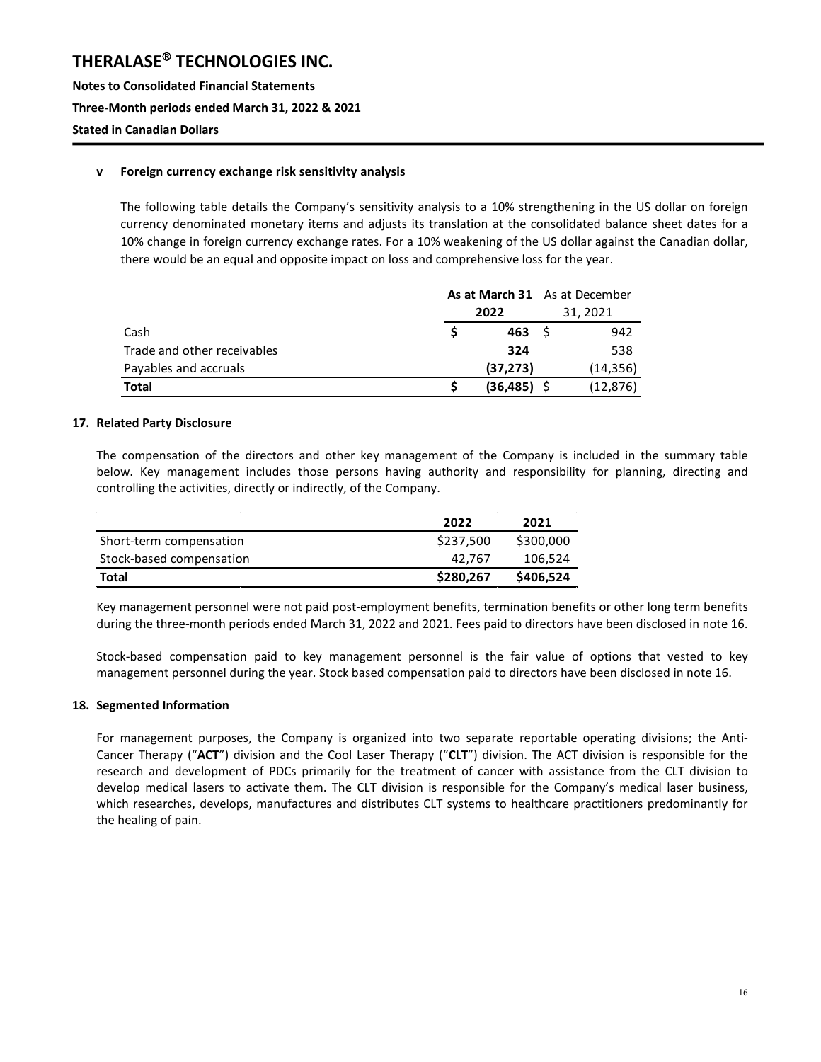### v Foreign currency exchange risk sensitivity analysis

The following table details the Company's sensitivity analysis to a 10% strengthening in the US dollar on foreign currency denominated monetary items and adjusts its translation at the consolidated balance sheet dates for a 10% change in foreign currency exchange rates. For a 10% weakening of the US dollar against the Canadian dollar, there would be an equal and opposite impact on loss and comprehensive loss for the year.

| | **As at March 31 2022** | As at December 31, 2021 |
|---|---|---|
| Cash | **$ 463** | $ 942 |
| Trade and other receivables | **324** | 538 |
| Payables and accruals | **(37,273)** | (14,356) |
| **Total** | **$ (36,485)** | $ (12,876) |

## 17. Related Party Disclosure

The compensation of the directors and other key management of the Company is included in the summary table below. Key management includes those persons having authority and responsibility for planning, directing and controlling the activities, directly or indirectly, of the Company.

| | 2022 | 2021 |
|---|---|---|
| Short-term compensation | $237,500 | $300,000 |
| Stock-based compensation | 42,767 | 106,524 |
| **Total** | **$280,267** | **$406,524** |

Key management personnel were not paid post-employment benefits, termination benefits or other long term benefits during the three-month periods ended March 31, 2022 and 2021. Fees paid to directors have been disclosed in note 16.

Stock-based compensation paid to key management personnel is the fair value of options that vested to key management personnel during the year. Stock based compensation paid to directors have been disclosed in note 16.

## 18. Segmented Information

For management purposes, the Company is organized into two separate reportable operating divisions; the Anti-Cancer Therapy ("**ACT**") division and the Cool Laser Therapy ("**CLT**") division. The ACT division is responsible for the research and development of PDCs primarily for the treatment of cancer with assistance from the CLT division to develop medical lasers to activate them. The CLT division is responsible for the Company's medical laser business, which researches, develops, manufactures and distributes CLT systems to healthcare practitioners predominantly for the healing of pain.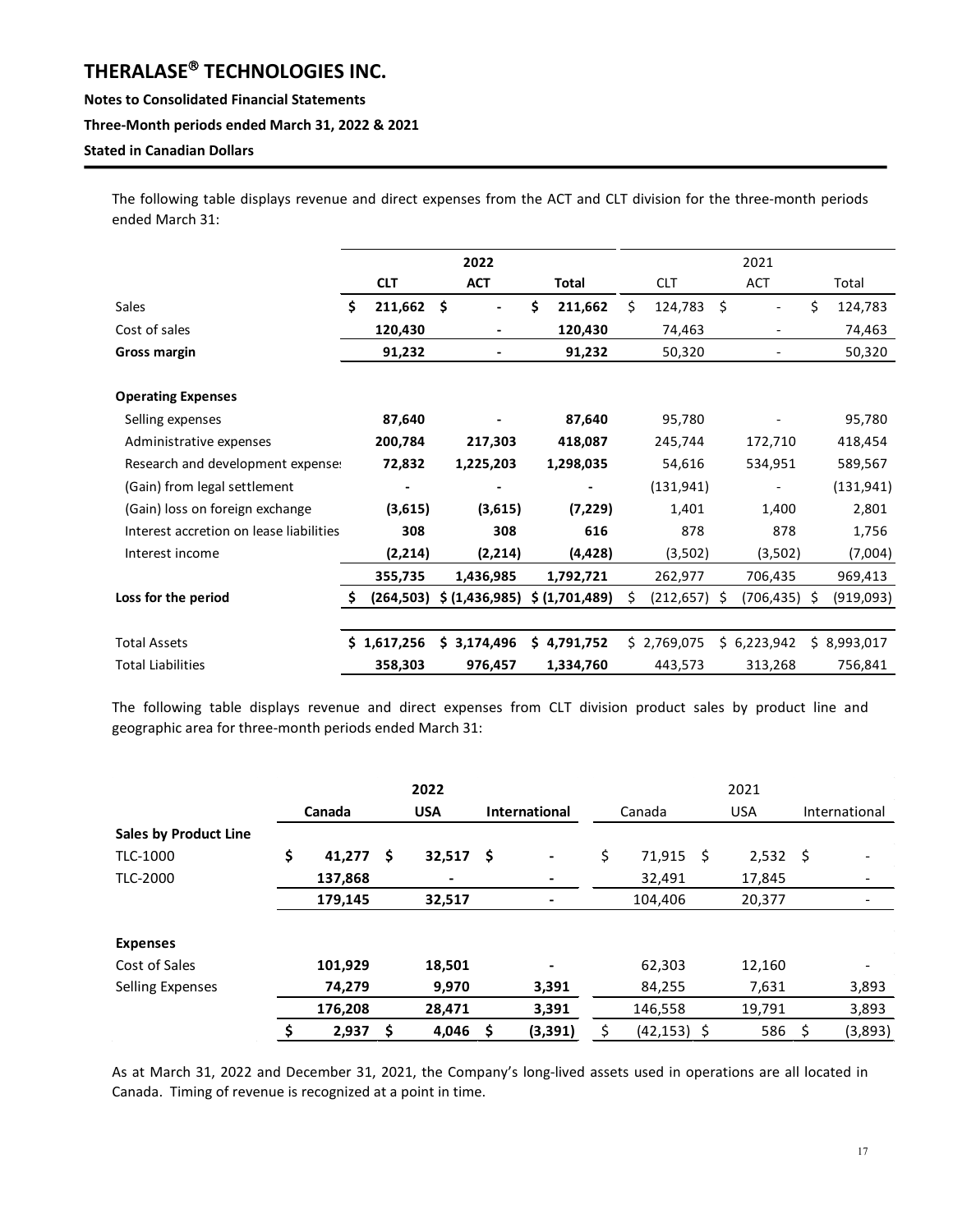The following table displays revenue and direct expenses from the ACT and CLT division for the three-month periods ended March 31:

| | 2022 | | | 2021 | | |
|---|---|---|---|---|---|---|
| | **CLT** | **ACT** | **Total** | CLT | ACT | Total |
| Sales | $ 211,662 | $ - | $ 211,662 | $ 124,783 | $ - | $ 124,783 |
| Cost of sales | 120,430 | - | 120,430 | 74,463 | - | 74,463 |
| **Gross margin** | 91,232 | - | 91,232 | 50,320 | - | 50,320 |
| **Operating Expenses** | | | | | | |
| Selling expenses | 87,640 | - | 87,640 | 95,780 | - | 95,780 |
| Administrative expenses | 200,784 | 217,303 | 418,087 | 245,744 | 172,710 | 418,454 |
| Research and development expenses | 72,832 | 1,225,203 | 1,298,035 | 54,616 | 534,951 | 589,567 |
| (Gain) from legal settlement | - | - | - | (131,941) | - | (131,941) |
| (Gain) loss on foreign exchange | (3,615) | (3,615) | (7,229) | 1,401 | 1,400 | 2,801 |
| Interest accretion on lease liabilities | 308 | 308 | 616 | 878 | 878 | 1,756 |
| Interest income | (2,214) | (2,214) | (4,428) | (3,502) | (3,502) | (7,004) |
| | 355,735 | 1,436,985 | 1,792,721 | 262,977 | 706,435 | 969,413 |
| **Loss for the period** | $ (264,503) | $ (1,436,985) | $ (1,701,489) | $ (212,657) | $ (706,435) | $ (919,093) |
| Total Assets | $ 1,617,256 | $ 3,174,496 | $ 4,791,752 | $ 2,769,075 | $ 6,223,942 | $ 8,993,017 |
| Total Liabilities | 358,303 | 976,457 | 1,334,760 | 443,573 | 313,268 | 756,841 |

The following table displays revenue and direct expenses from CLT division product sales by product line and geographic area for three-month periods ended March 31:

| | 2022 | | | 2021 | | |
|---|---|---|---|---|---|---|
| | **Canada** | **USA** | **International** | Canada | USA | International |
| **Sales by Product Line** | | | | | | |
| TLC-1000 | $ 41,277 | $ 32,517 | $ - | $ 71,915 | $ 2,532 | $ - |
| TLC-2000 | 137,868 | - | - | 32,491 | 17,845 | - |
| | 179,145 | 32,517 | - | 104,406 | 20,377 | - |
| **Expenses** | | | | | | |
| Cost of Sales | 101,929 | 18,501 | - | 62,303 | 12,160 | - |
| Selling Expenses | 74,279 | 9,970 | 3,391 | 84,255 | 7,631 | 3,893 |
| | 176,208 | 28,471 | 3,391 | 146,558 | 19,791 | 3,893 |
| | $ 2,937 | $ 4,046 | $ (3,391) | $ (42,153) | $ 586 | $ (3,893) |

As at March 31, 2022 and December 31, 2021, the Company's long-lived assets used in operations are all located in Canada. Timing of revenue is recognized at a point in time.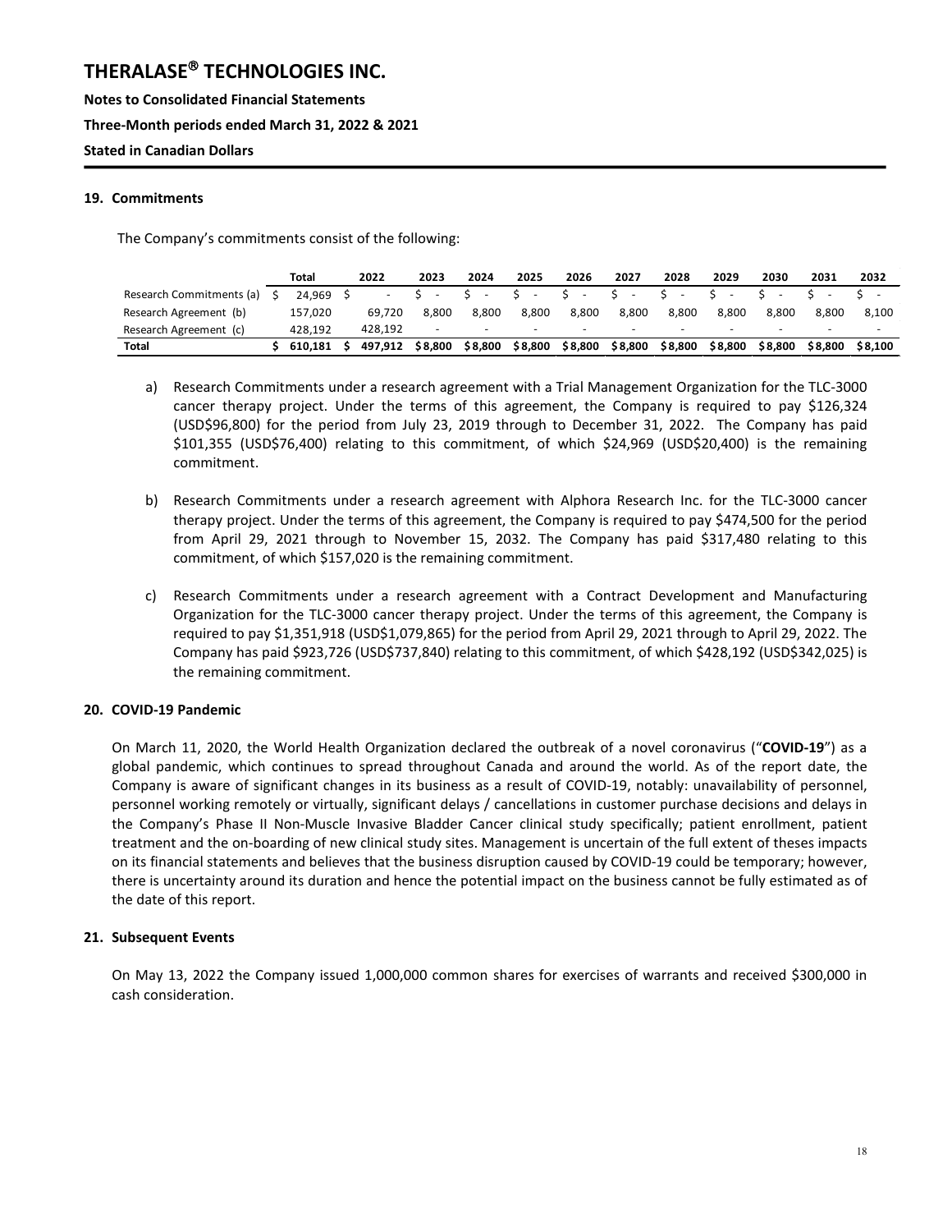## 19. Commitments

The Company's commitments consist of the following:

| | Total | 2022 | 2023 | 2024 | 2025 | 2026 | 2027 | 2028 | 2029 | 2030 | 2031 | 2032 |
|---|---|---|---|---|---|---|---|---|---|---|---|---|
| Research Commitments (a) | $ 24,969 | $ - | $ - | $ - | $ - | $ - | $ - | $ - | $ - | $ - | $ - | $ - |
| Research Agreement (b) | 157,020 | 69,720 | 8,800 | 8,800 | 8,800 | 8,800 | 8,800 | 8,800 | 8,800 | 8,800 | 8,800 | 8,100 |
| Research Agreement (c) | 428,192 | 428,192 | - | - | - | - | - | - | - | - | - | - |
| **Total** | **$ 610,181** | **$ 497,912** | **$8,800** | **$8,800** | **$8,800** | **$8,800** | **$8,800** | **$8,800** | **$8,800** | **$8,800** | **$8,800** | **$8,100** |

a) Research Commitments under a research agreement with a Trial Management Organization for the TLC-3000 cancer therapy project. Under the terms of this agreement, the Company is required to pay $126,324 (USD$96,800) for the period from July 23, 2019 through to December 31, 2022. The Company has paid $101,355 (USD$76,400) relating to this commitment, of which $24,969 (USD$20,400) is the remaining commitment.

b) Research Commitments under a research agreement with Alphora Research Inc. for the TLC-3000 cancer therapy project. Under the terms of this agreement, the Company is required to pay $474,500 for the period from April 29, 2021 through to November 15, 2032. The Company has paid $317,480 relating to this commitment, of which $157,020 is the remaining commitment.

c) Research Commitments under a research agreement with a Contract Development and Manufacturing Organization for the TLC-3000 cancer therapy project. Under the terms of this agreement, the Company is required to pay $1,351,918 (USD$1,079,865) for the period from April 29, 2021 through to April 29, 2022. The Company has paid $923,726 (USD$737,840) relating to this commitment, of which $428,192 (USD$342,025) is the remaining commitment.

## 20. COVID-19 Pandemic

On March 11, 2020, the World Health Organization declared the outbreak of a novel coronavirus ("**COVID-19**") as a global pandemic, which continues to spread throughout Canada and around the world. As of the report date, the Company is aware of significant changes in its business as a result of COVID-19, notably: unavailability of personnel, personnel working remotely or virtually, significant delays / cancellations in customer purchase decisions and delays in the Company's Phase II Non-Muscle Invasive Bladder Cancer clinical study specifically; patient enrollment, patient treatment and the on-boarding of new clinical study sites. Management is uncertain of the full extent of theses impacts on its financial statements and believes that the business disruption caused by COVID-19 could be temporary; however, there is uncertainty around its duration and hence the potential impact on the business cannot be fully estimated as of the date of this report.

## 21. Subsequent Events

On May 13, 2022 the Company issued 1,000,000 common shares for exercises of warrants and received $300,000 in cash consideration.